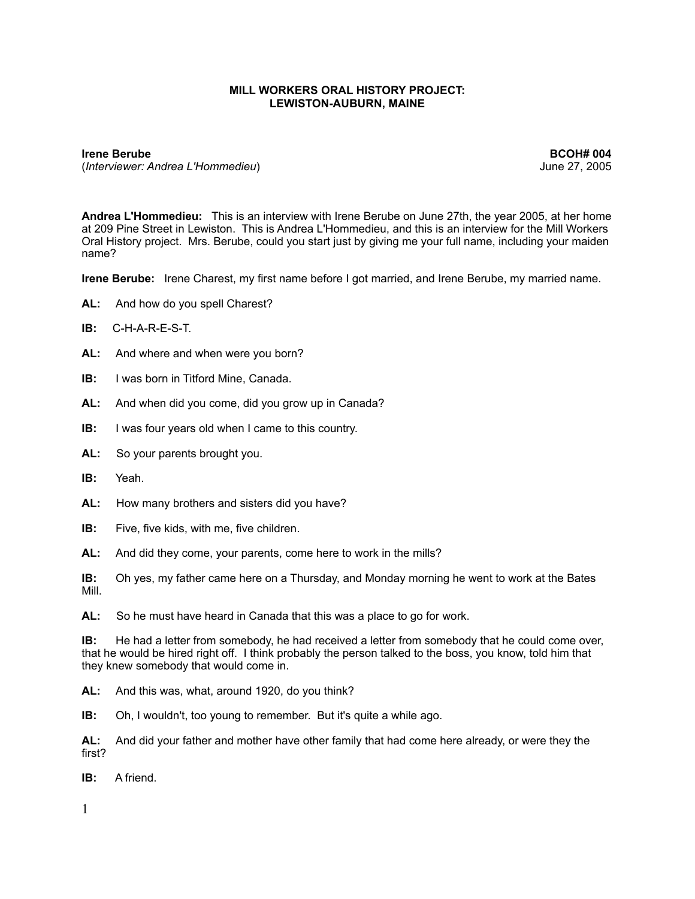**MILL WORKERS ORAL HISTORY PROJECT: LEWISTON-AUBURN, MAINE**

**Irene Berube** **BCOH# 004**
(*Interviewer: Andrea L'Hommedieu*) June 27, 2005

**Andrea L'Hommedieu:** This is an interview with Irene Berube on June 27th, the year 2005, at her home at 209 Pine Street in Lewiston. This is Andrea L'Hommedieu, and this is an interview for the Mill Workers Oral History project. Mrs. Berube, could you start just by giving me your full name, including your maiden name?

**Irene Berube:** Irene Charest, my first name before I got married, and Irene Berube, my married name.

**AL:** And how do you spell Charest?

**IB:** C-H-A-R-E-S-T.

**AL:** And where and when were you born?

**IB:** I was born in Titford Mine, Canada.

**AL:** And when did you come, did you grow up in Canada?

**IB:** I was four years old when I came to this country.

**AL:** So your parents brought you.

**IB:** Yeah.

**AL:** How many brothers and sisters did you have?

**IB:** Five, five kids, with me, five children.

**AL:** And did they come, your parents, come here to work in the mills?

**IB:** Oh yes, my father came here on a Thursday, and Monday morning he went to work at the Bates Mill.

**AL:** So he must have heard in Canada that this was a place to go for work.

**IB:** He had a letter from somebody, he had received a letter from somebody that he could come over, that he would be hired right off. I think probably the person talked to the boss, you know, told him that they knew somebody that would come in.

**AL:** And this was, what, around 1920, do you think?

**IB:** Oh, I wouldn't, too young to remember. But it's quite a while ago.

**AL:** And did your father and mother have other family that had come here already, or were they the first?

**IB:** A friend.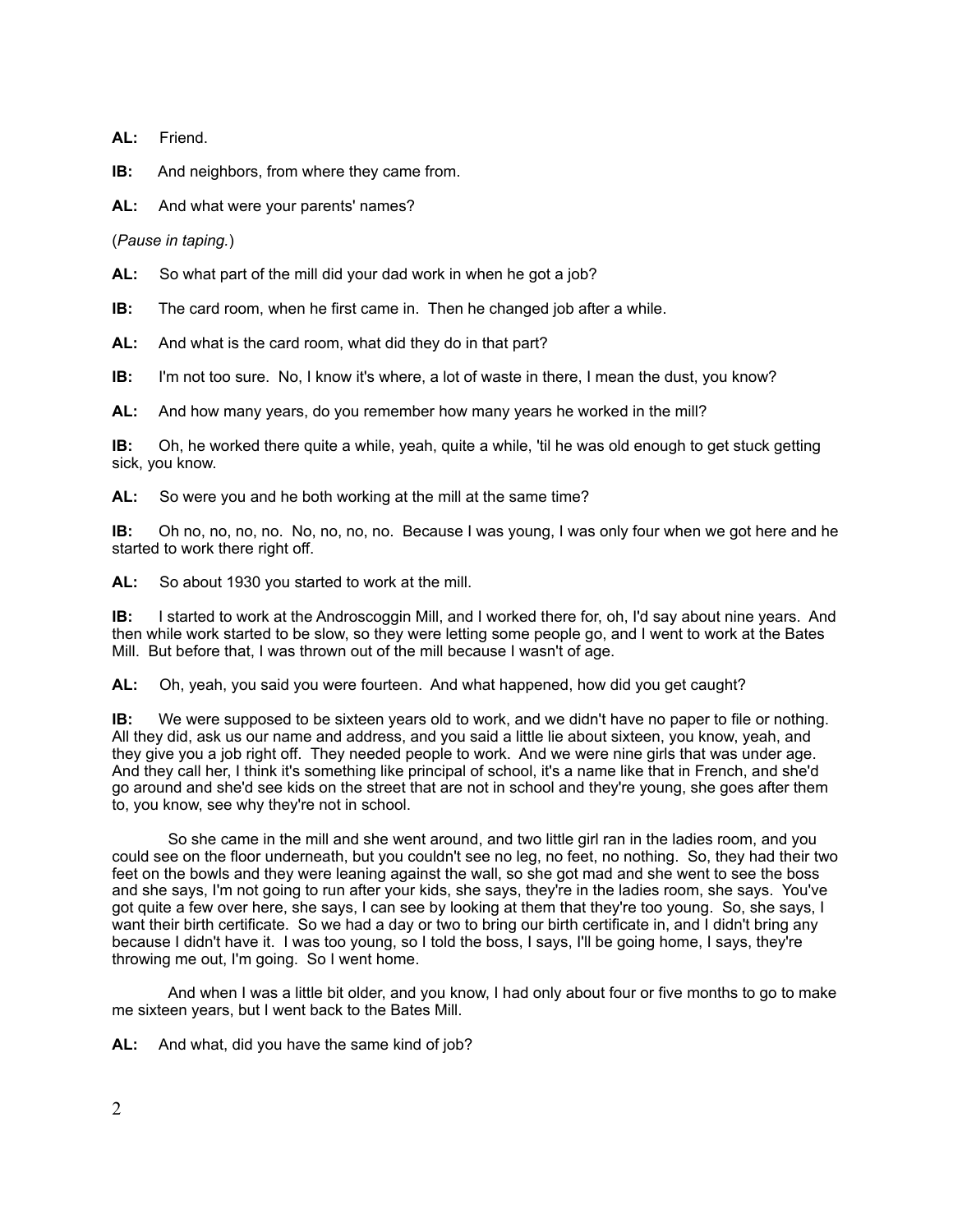**AL:** Friend.

**IB:** And neighbors, from where they came from.

**AL:** And what were your parents' names?

(*Pause in taping.*)

**AL:** So what part of the mill did your dad work in when he got a job?

**IB:** The card room, when he first came in. Then he changed job after a while.

**AL:** And what is the card room, what did they do in that part?

**IB:** I'm not too sure. No, I know it's where, a lot of waste in there, I mean the dust, you know?

**AL:** And how many years, do you remember how many years he worked in the mill?

**IB:** Oh, he worked there quite a while, yeah, quite a while, 'til he was old enough to get stuck getting sick, you know.

**AL:** So were you and he both working at the mill at the same time?

**IB:** Oh no, no, no, no. No, no, no, no. Because I was young, I was only four when we got here and he started to work there right off.

**AL:** So about 1930 you started to work at the mill.

**IB:** I started to work at the Androscoggin Mill, and I worked there for, oh, I'd say about nine years. And then while work started to be slow, so they were letting some people go, and I went to work at the Bates Mill. But before that, I was thrown out of the mill because I wasn't of age.

**AL:** Oh, yeah, you said you were fourteen. And what happened, how did you get caught?

**IB:** We were supposed to be sixteen years old to work, and we didn't have no paper to file or nothing. All they did, ask us our name and address, and you said a little lie about sixteen, you know, yeah, and they give you a job right off. They needed people to work. And we were nine girls that was under age. And they call her, I think it's something like principal of school, it's a name like that in French, and she'd go around and she'd see kids on the street that are not in school and they're young, she goes after them to, you know, see why they're not in school.

So she came in the mill and she went around, and two little girl ran in the ladies room, and you could see on the floor underneath, but you couldn't see no leg, no feet, no nothing. So, they had their two feet on the bowls and they were leaning against the wall, so she got mad and she went to see the boss and she says, I'm not going to run after your kids, she says, they're in the ladies room, she says. You've got quite a few over here, she says, I can see by looking at them that they're too young. So, she says, I want their birth certificate. So we had a day or two to bring our birth certificate in, and I didn't bring any because I didn't have it. I was too young, so I told the boss, I says, I'll be going home, I says, they're throwing me out, I'm going. So I went home.

And when I was a little bit older, and you know, I had only about four or five months to go to make me sixteen years, but I went back to the Bates Mill.

**AL:** And what, did you have the same kind of job?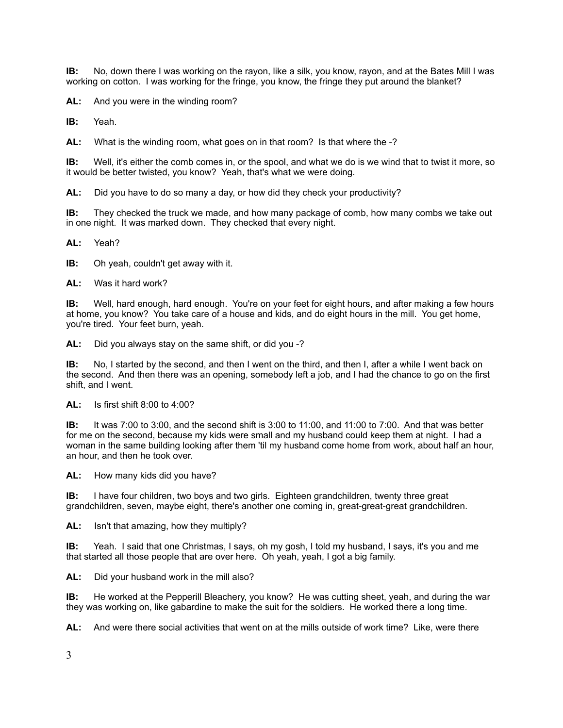**IB:** No, down there I was working on the rayon, like a silk, you know, rayon, and at the Bates Mill I was working on cotton. I was working for the fringe, you know, the fringe they put around the blanket?

**AL:** And you were in the winding room?

**IB:** Yeah.

**AL:** What is the winding room, what goes on in that room? Is that where the -?

**IB:** Well, it's either the comb comes in, or the spool, and what we do is we wind that to twist it more, so it would be better twisted, you know? Yeah, that's what we were doing.

**AL:** Did you have to do so many a day, or how did they check your productivity?

**IB:** They checked the truck we made, and how many package of comb, how many combs we take out in one night. It was marked down. They checked that every night.

**AL:** Yeah?

**IB:** Oh yeah, couldn't get away with it.

**AL:** Was it hard work?

**IB:** Well, hard enough, hard enough. You're on your feet for eight hours, and after making a few hours at home, you know? You take care of a house and kids, and do eight hours in the mill. You get home, you're tired. Your feet burn, yeah.

**AL:** Did you always stay on the same shift, or did you -?

**IB:** No, I started by the second, and then I went on the third, and then I, after a while I went back on the second. And then there was an opening, somebody left a job, and I had the chance to go on the first shift, and I went.

**AL:** Is first shift 8:00 to 4:00?

**IB:** It was 7:00 to 3:00, and the second shift is 3:00 to 11:00, and 11:00 to 7:00. And that was better for me on the second, because my kids were small and my husband could keep them at night. I had a woman in the same building looking after them 'til my husband come home from work, about half an hour, an hour, and then he took over.

**AL:** How many kids did you have?

**IB:** I have four children, two boys and two girls. Eighteen grandchildren, twenty three great grandchildren, seven, maybe eight, there's another one coming in, great-great-great grandchildren.

**AL:** Isn't that amazing, how they multiply?

**IB:** Yeah. I said that one Christmas, I says, oh my gosh, I told my husband, I says, it's you and me that started all those people that are over here. Oh yeah, yeah, I got a big family.

**AL:** Did your husband work in the mill also?

**IB:** He worked at the Pepperill Bleachery, you know? He was cutting sheet, yeah, and during the war they was working on, like gabardine to make the suit for the soldiers. He worked there a long time.

**AL:** And were there social activities that went on at the mills outside of work time? Like, were there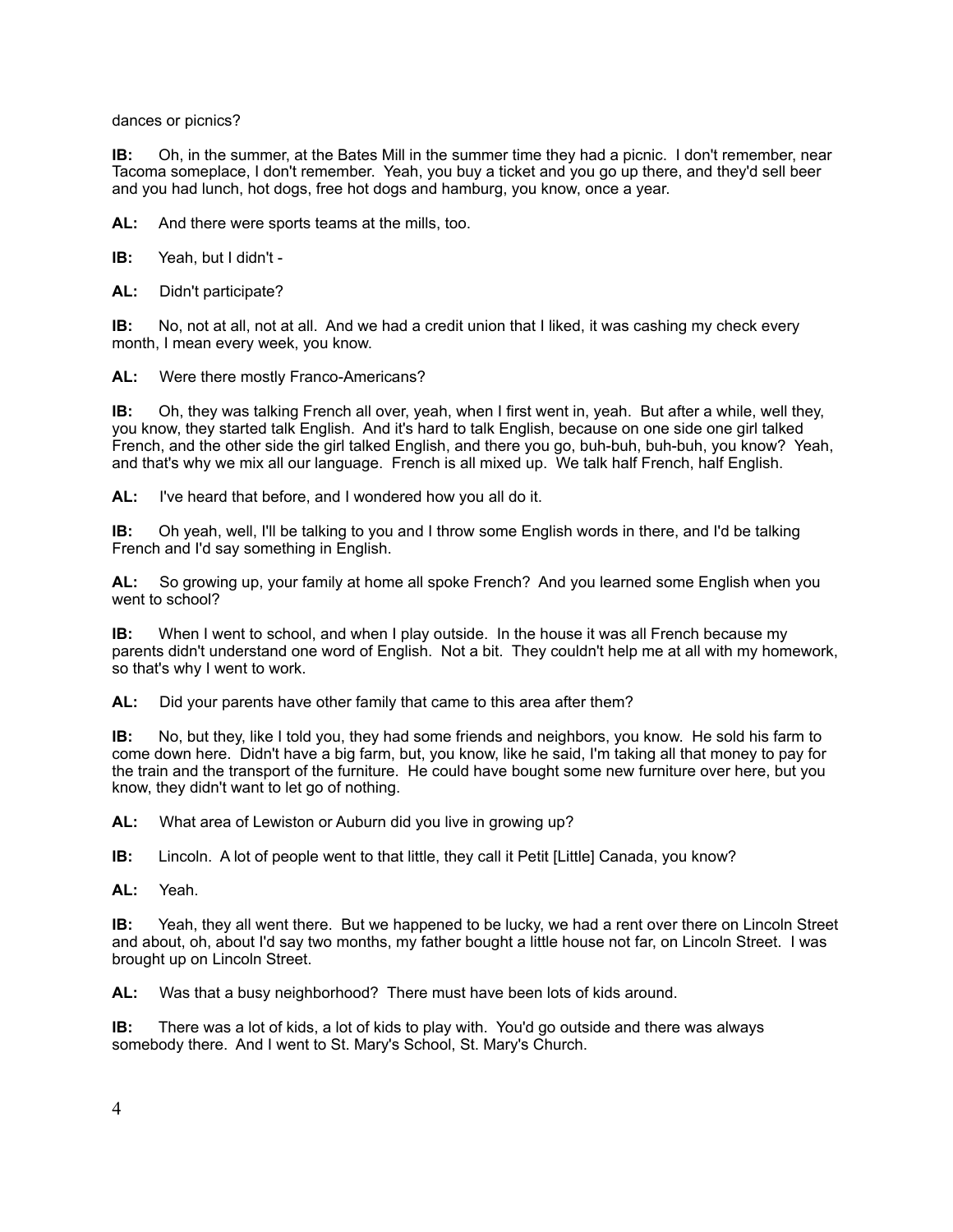dances or picnics?

**IB:** Oh, in the summer, at the Bates Mill in the summer time they had a picnic. I don't remember, near Tacoma someplace, I don't remember. Yeah, you buy a ticket and you go up there, and they'd sell beer and you had lunch, hot dogs, free hot dogs and hamburg, you know, once a year.

**AL:** And there were sports teams at the mills, too.

**IB:** Yeah, but I didn't -

**AL:** Didn't participate?

**IB:** No, not at all, not at all. And we had a credit union that I liked, it was cashing my check every month, I mean every week, you know.

**AL:** Were there mostly Franco-Americans?

**IB:** Oh, they was talking French all over, yeah, when I first went in, yeah. But after a while, well they, you know, they started talk English. And it's hard to talk English, because on one side one girl talked French, and the other side the girl talked English, and there you go, buh-buh, buh-buh, you know? Yeah, and that's why we mix all our language. French is all mixed up. We talk half French, half English.

**AL:** I've heard that before, and I wondered how you all do it.

**IB:** Oh yeah, well, I'll be talking to you and I throw some English words in there, and I'd be talking French and I'd say something in English.

**AL:** So growing up, your family at home all spoke French? And you learned some English when you went to school?

**IB:** When I went to school, and when I play outside. In the house it was all French because my parents didn't understand one word of English. Not a bit. They couldn't help me at all with my homework, so that's why I went to work.

**AL:** Did your parents have other family that came to this area after them?

**IB:** No, but they, like I told you, they had some friends and neighbors, you know. He sold his farm to come down here. Didn't have a big farm, but, you know, like he said, I'm taking all that money to pay for the train and the transport of the furniture. He could have bought some new furniture over here, but you know, they didn't want to let go of nothing.

**AL:** What area of Lewiston or Auburn did you live in growing up?

**IB:** Lincoln. A lot of people went to that little, they call it Petit [Little] Canada, you know?

**AL:** Yeah.

**IB:** Yeah, they all went there. But we happened to be lucky, we had a rent over there on Lincoln Street and about, oh, about I'd say two months, my father bought a little house not far, on Lincoln Street. I was brought up on Lincoln Street.

**AL:** Was that a busy neighborhood? There must have been lots of kids around.

**IB:** There was a lot of kids, a lot of kids to play with. You'd go outside and there was always somebody there. And I went to St. Mary's School, St. Mary's Church.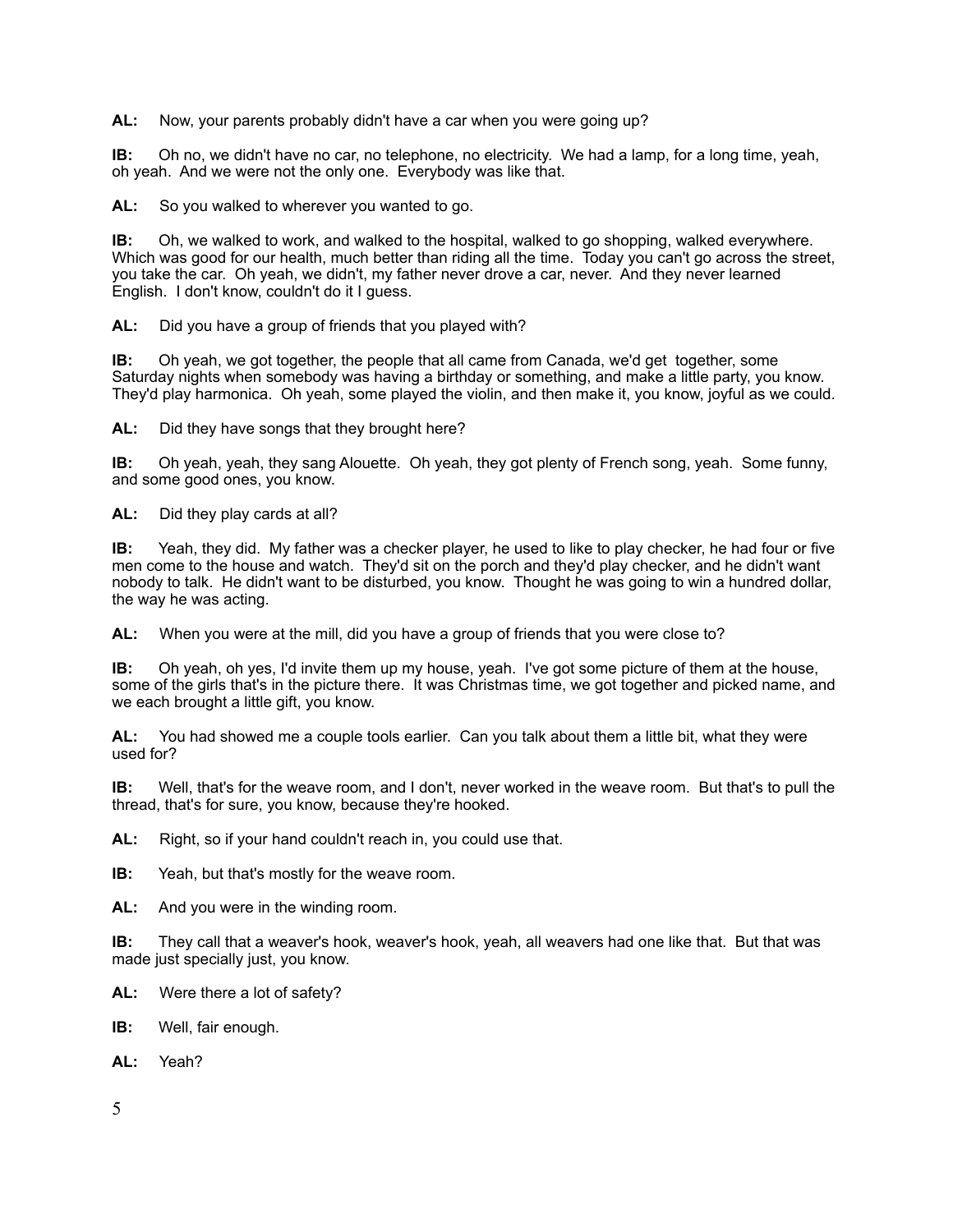**AL:** Now, your parents probably didn't have a car when you were going up?

**IB:** Oh no, we didn't have no car, no telephone, no electricity. We had a lamp, for a long time, yeah, oh yeah. And we were not the only one. Everybody was like that.

**AL:** So you walked to wherever you wanted to go.

**IB:** Oh, we walked to work, and walked to the hospital, walked to go shopping, walked everywhere. Which was good for our health, much better than riding all the time. Today you can't go across the street, you take the car. Oh yeah, we didn't, my father never drove a car, never. And they never learned English. I don't know, couldn't do it I guess.

**AL:** Did you have a group of friends that you played with?

**IB:** Oh yeah, we got together, the people that all came from Canada, we'd get together, some Saturday nights when somebody was having a birthday or something, and make a little party, you know. They'd play harmonica. Oh yeah, some played the violin, and then make it, you know, joyful as we could.

**AL:** Did they have songs that they brought here?

**IB:** Oh yeah, yeah, they sang Alouette. Oh yeah, they got plenty of French song, yeah. Some funny, and some good ones, you know.

**AL:** Did they play cards at all?

**IB:** Yeah, they did. My father was a checker player, he used to like to play checker, he had four or five men come to the house and watch. They'd sit on the porch and they'd play checker, and he didn't want nobody to talk. He didn't want to be disturbed, you know. Thought he was going to win a hundred dollar, the way he was acting.

**AL:** When you were at the mill, did you have a group of friends that you were close to?

**IB:** Oh yeah, oh yes, I'd invite them up my house, yeah. I've got some picture of them at the house, some of the girls that's in the picture there. It was Christmas time, we got together and picked name, and we each brought a little gift, you know.

**AL:** You had showed me a couple tools earlier. Can you talk about them a little bit, what they were used for?

**IB:** Well, that's for the weave room, and I don't, never worked in the weave room. But that's to pull the thread, that's for sure, you know, because they're hooked.

**AL:** Right, so if your hand couldn't reach in, you could use that.

**IB:** Yeah, but that's mostly for the weave room.

**AL:** And you were in the winding room.

**IB:** They call that a weaver's hook, weaver's hook, yeah, all weavers had one like that. But that was made just specially just, you know.

**AL:** Were there a lot of safety?

**IB:** Well, fair enough.

**AL:** Yeah?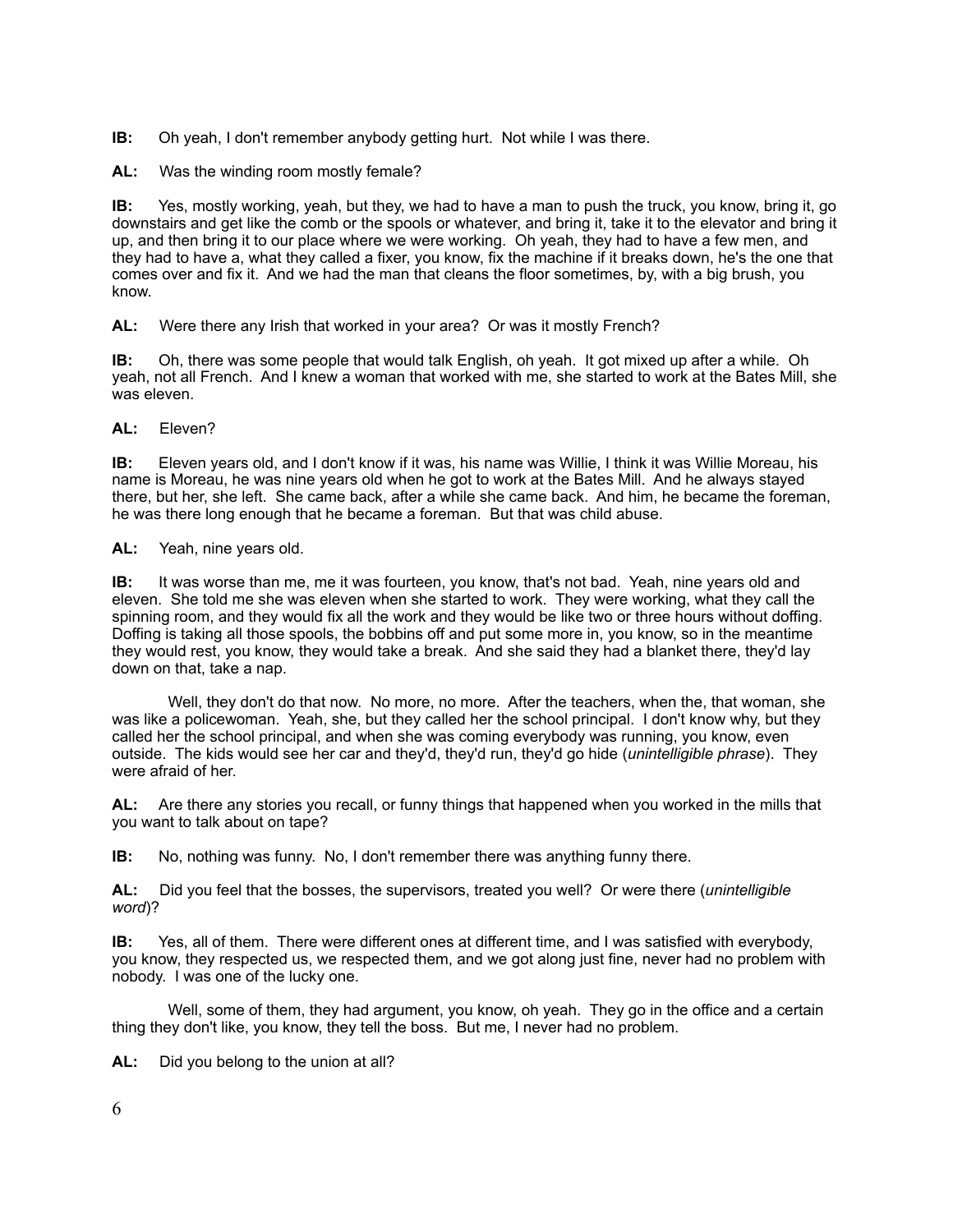**IB:** Oh yeah, I don't remember anybody getting hurt. Not while I was there.

**AL:** Was the winding room mostly female?

**IB:** Yes, mostly working, yeah, but they, we had to have a man to push the truck, you know, bring it, go downstairs and get like the comb or the spools or whatever, and bring it, take it to the elevator and bring it up, and then bring it to our place where we were working. Oh yeah, they had to have a few men, and they had to have a, what they called a fixer, you know, fix the machine if it breaks down, he's the one that comes over and fix it. And we had the man that cleans the floor sometimes, by, with a big brush, you know.

**AL:** Were there any Irish that worked in your area? Or was it mostly French?

**IB:** Oh, there was some people that would talk English, oh yeah. It got mixed up after a while. Oh yeah, not all French. And I knew a woman that worked with me, she started to work at the Bates Mill, she was eleven.

**AL:** Eleven?

**IB:** Eleven years old, and I don't know if it was, his name was Willie, I think it was Willie Moreau, his name is Moreau, he was nine years old when he got to work at the Bates Mill. And he always stayed there, but her, she left. She came back, after a while she came back. And him, he became the foreman, he was there long enough that he became a foreman. But that was child abuse.

**AL:** Yeah, nine years old.

**IB:** It was worse than me, me it was fourteen, you know, that's not bad. Yeah, nine years old and eleven. She told me she was eleven when she started to work. They were working, what they call the spinning room, and they would fix all the work and they would be like two or three hours without doffing. Doffing is taking all those spools, the bobbins off and put some more in, you know, so in the meantime they would rest, you know, they would take a break. And she said they had a blanket there, they'd lay down on that, take a nap.

Well, they don't do that now. No more, no more. After the teachers, when the, that woman, she was like a policewoman. Yeah, she, but they called her the school principal. I don't know why, but they called her the school principal, and when she was coming everybody was running, you know, even outside. The kids would see her car and they'd, they'd run, they'd go hide (*unintelligible phrase*). They were afraid of her.

**AL:** Are there any stories you recall, or funny things that happened when you worked in the mills that you want to talk about on tape?

**IB:** No, nothing was funny. No, I don't remember there was anything funny there.

**AL:** Did you feel that the bosses, the supervisors, treated you well? Or were there (*unintelligible word*)?

**IB:** Yes, all of them. There were different ones at different time, and I was satisfied with everybody, you know, they respected us, we respected them, and we got along just fine, never had no problem with nobody. I was one of the lucky one.

Well, some of them, they had argument, you know, oh yeah. They go in the office and a certain thing they don't like, you know, they tell the boss. But me, I never had no problem.

**AL:** Did you belong to the union at all?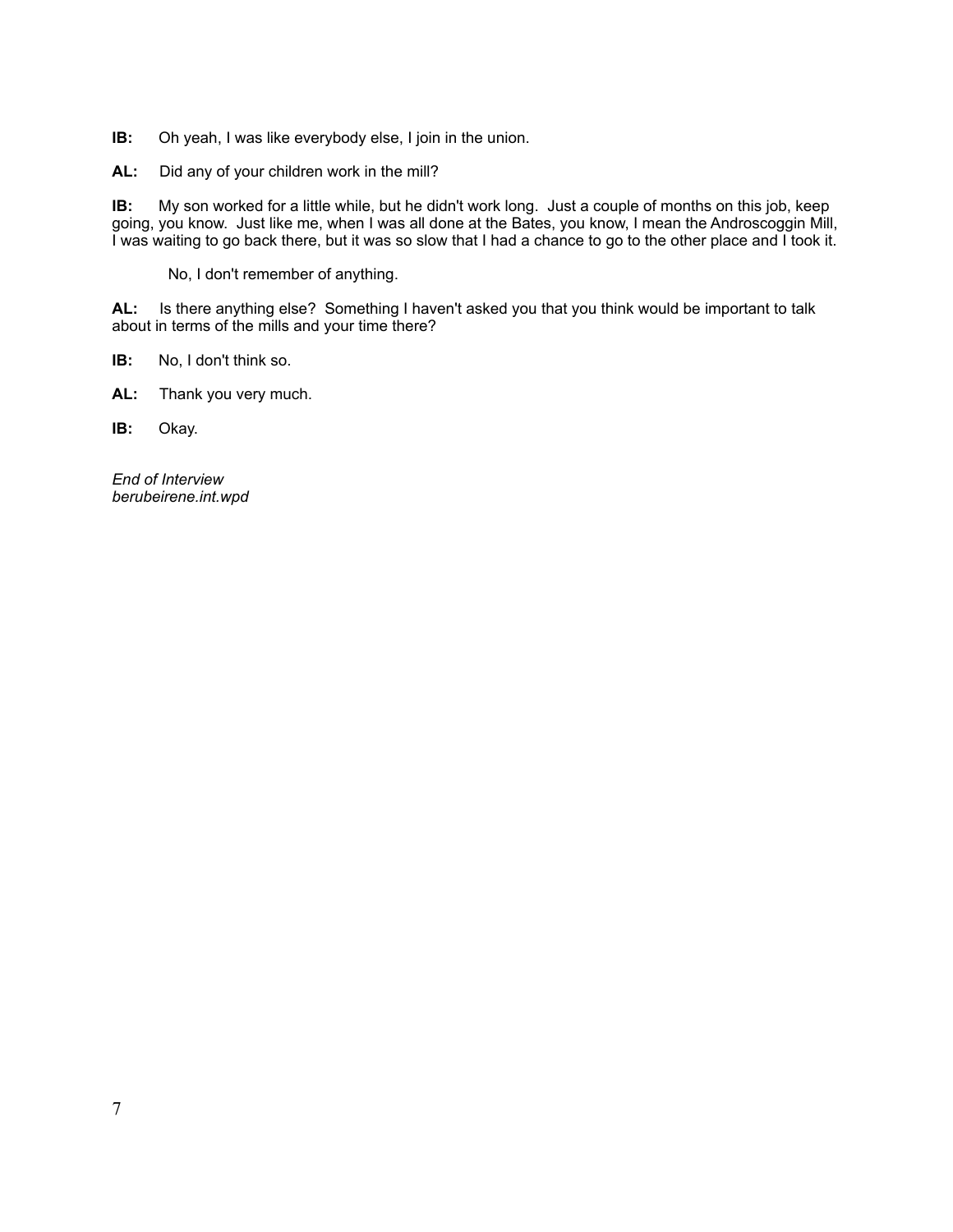**IB:** Oh yeah, I was like everybody else, I join in the union.

**AL:** Did any of your children work in the mill?

**IB:** My son worked for a little while, but he didn't work long. Just a couple of months on this job, keep going, you know. Just like me, when I was all done at the Bates, you know, I mean the Androscoggin Mill, I was waiting to go back there, but it was so slow that I had a chance to go to the other place and I took it.

No, I don't remember of anything.

**AL:** Is there anything else? Something I haven't asked you that you think would be important to talk about in terms of the mills and your time there?

**IB:** No, I don't think so.

**AL:** Thank you very much.

**IB:** Okay.

*End of Interview*
*berubeirene.int.wpd*